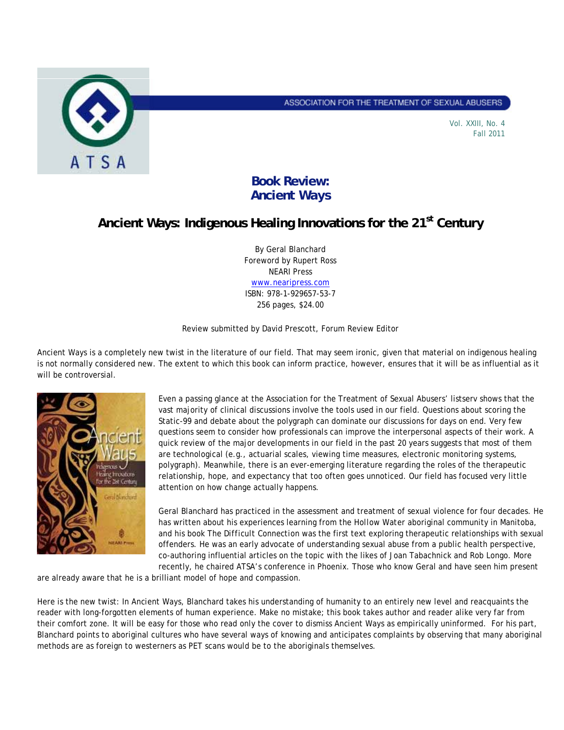# Book Review: Ancient Ways

## Ancient Ways: Indigenous Healing Innovations for the 21st Century

By Geral Blanchard
Foreword by Rupert Ross
NEARI Press
www.nearipress.com
ISBN: 978-1-929657-53-7
256 pages, $24.00

Review submitted by David Prescott, Forum Review Editor

Ancient Ways is a completely new twist in the literature of our field. That may seem ironic, given that material on indigenous healing is not normally considered new. The extent to which this book can inform practice, however, ensures that it will be as influential as it will be controversial.

Even a passing glance at the Association for the Treatment of Sexual Abusers' listserv shows that the vast majority of clinical discussions involve the tools used in our field. Questions about scoring the Static-99 and debate about the polygraph can dominate our discussions for days on end. Very few questions seem to consider how professionals can improve the interpersonal aspects of their work. A quick review of the major developments in our field in the past 20 years suggests that most of them are technological (e.g., actuarial scales, viewing time measures, electronic monitoring systems, polygraph). Meanwhile, there is an ever-emerging literature regarding the roles of the therapeutic relationship, hope, and expectancy that too often goes unnoticed. Our field has focused very little attention on how change actually happens.

Geral Blanchard has practiced in the assessment and treatment of sexual violence for four decades. He has written about his experiences learning from the Hollow Water aboriginal community in Manitoba, and his book The Difficult Connection was the first text exploring therapeutic relationships with sexual offenders. He was an early advocate of understanding sexual abuse from a public health perspective, co-authoring influential articles on the topic with the likes of Joan Tabachnick and Rob Longo. More recently, he chaired ATSA's conference in Phoenix. Those who know Geral and have seen him present are already aware that he is a brilliant model of hope and compassion.

Here is the new twist: In Ancient Ways, Blanchard takes his understanding of humanity to an entirely new level and reacquaints the reader with long-forgotten elements of human experience. Make no mistake; this book takes author and reader alike very far from their comfort zone. It will be easy for those who read only the cover to dismiss Ancient Ways as empirically uninformed. For his part, Blanchard points to aboriginal cultures who have several ways of knowing and anticipates complaints by observing that many aboriginal methods are as foreign to westerners as PET scans would be to the aboriginals themselves.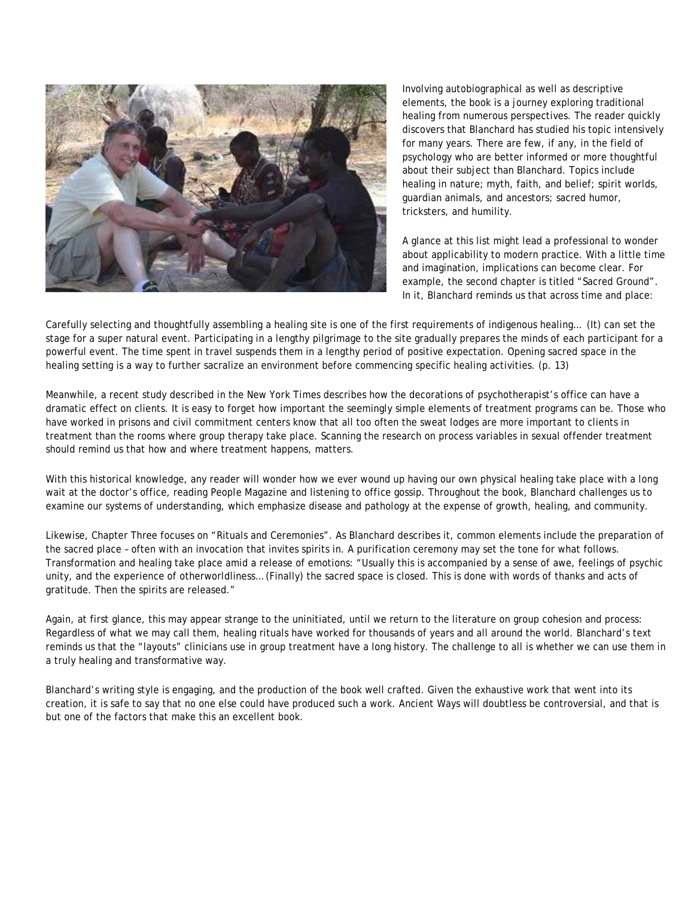Involving autobiographical as well as descriptive elements, the book is a journey exploring traditional healing from numerous perspectives. The reader quickly discovers that Blanchard has studied his topic intensively for many years. There are few, if any, in the field of psychology who are better informed or more thoughtful about their subject than Blanchard. Topics include healing in nature; myth, faith, and belief; spirit worlds, guardian animals, and ancestors; sacred humor, tricksters, and humility.

A glance at this list might lead a professional to wonder about applicability to modern practice. With a little time and imagination, implications can become clear. For example, the second chapter is titled "Sacred Ground". In it, Blanchard reminds us that across time and place:

Carefully selecting and thoughtfully assembling a healing site is one of the first requirements of indigenous healing… (It) can set the stage for a super natural event. Participating in a lengthy pilgrimage to the site gradually prepares the minds of each participant for a powerful event. The time spent in travel suspends them in a lengthy period of positive expectation. Opening sacred space in the healing setting is a way to further sacralize an environment before commencing specific healing activities. (p. 13)

Meanwhile, a recent study described in the New York Times describes how the decorations of psychotherapist's office can have a dramatic effect on clients. It is easy to forget how important the seemingly simple elements of treatment programs can be. Those who have worked in prisons and civil commitment centers know that all too often the sweat lodges are more important to clients in treatment than the rooms where group therapy take place. Scanning the research on process variables in sexual offender treatment should remind us that how and where treatment happens, matters.

With this historical knowledge, any reader will wonder how we ever wound up having our own physical healing take place with a long wait at the doctor's office, reading People Magazine and listening to office gossip. Throughout the book, Blanchard challenges us to examine our systems of understanding, which emphasize disease and pathology at the expense of growth, healing, and community.

Likewise, Chapter Three focuses on "Rituals and Ceremonies". As Blanchard describes it, common elements include the preparation of the sacred place – often with an invocation that invites spirits in. A purification ceremony may set the tone for what follows. Transformation and healing take place amid a release of emotions: "Usually this is accompanied by a sense of awe, feelings of psychic unity, and the experience of otherworldliness… (Finally) the sacred space is closed. This is done with words of thanks and acts of gratitude. Then the spirits are released."

Again, at first glance, this may appear strange to the uninitiated, until we return to the literature on group cohesion and process: Regardless of what we may call them, healing rituals have worked for thousands of years and all around the world. Blanchard's text reminds us that the "layouts" clinicians use in group treatment have a long history. The challenge to all is whether we can use them in a truly healing and transformative way.

Blanchard's writing style is engaging, and the production of the book well crafted. Given the exhaustive work that went into its creation, it is safe to say that no one else could have produced such a work. Ancient Ways will doubtless be controversial, and that is but one of the factors that make this an excellent book.